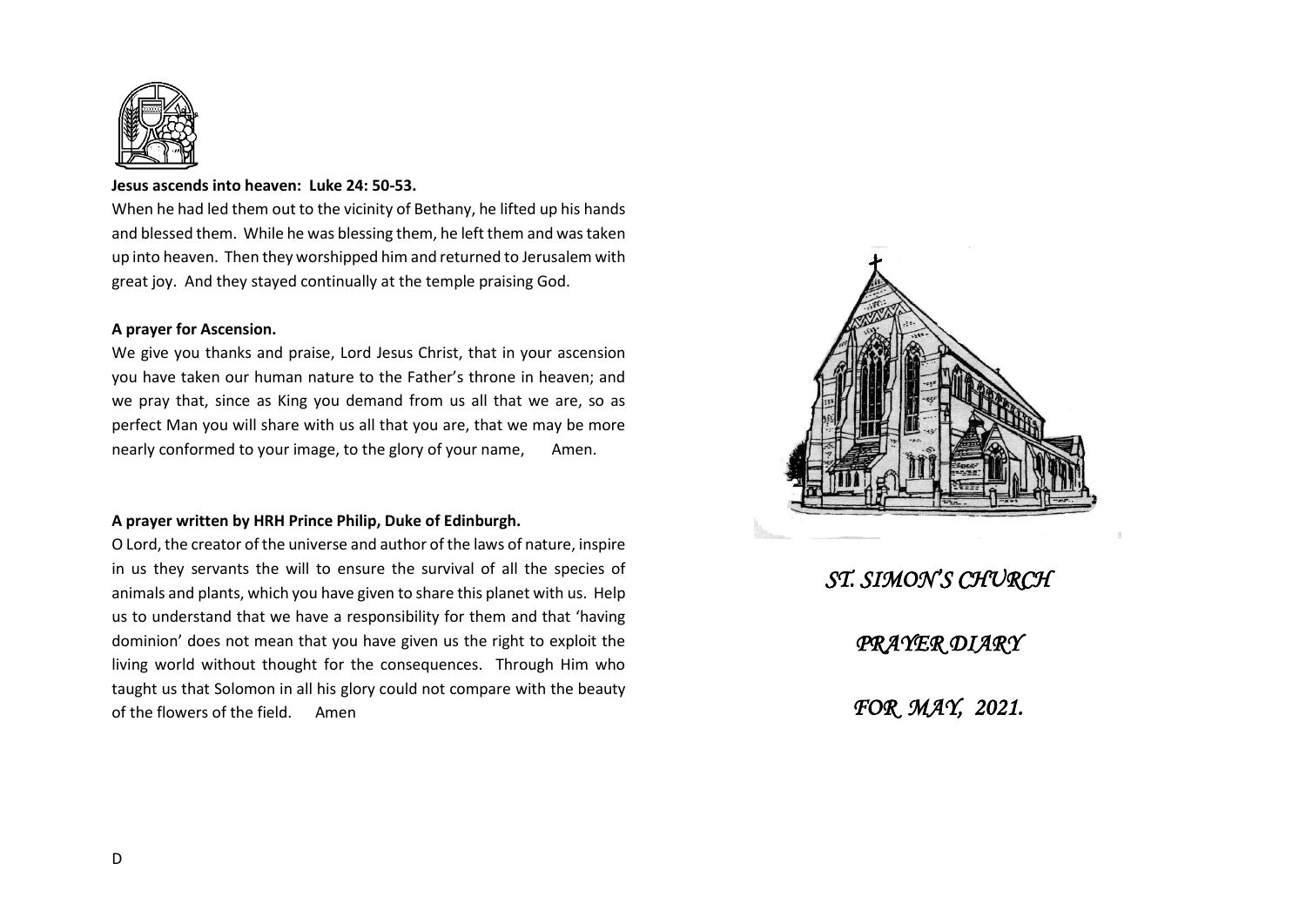**Jesus ascends into heaven: Luke 24: 50-53.**

When he had led them out to the vicinity of Bethany, he lifted up his hands and blessed them. While he was blessing them, he left them and was taken up into heaven. Then they worshipped him and returned to Jerusalem with great joy. And they stayed continually at the temple praising God.

**A prayer for Ascension.**

We give you thanks and praise, Lord Jesus Christ, that in your ascension you have taken our human nature to the Father's throne in heaven; and we pray that, since as King you demand from us all that we are, so as perfect Man you will share with us all that you are, that we may be more nearly conformed to your image, to the glory of your name, Amen.

**A prayer written by HRH Prince Philip, Duke of Edinburgh.**

O Lord, the creator of the universe and author of the laws of nature, inspire in us they servants the will to ensure the survival of all the species of animals and plants, which you have given to share this planet with us. Help us to understand that we have a responsibility for them and that 'having dominion' does not mean that you have given us the right to exploit the living world without thought for the consequences. Through Him who taught us that Solomon in all his glory could not compare with the beauty of the flowers of the field. Amen

D

*ST. SIMON'S CHURCH*

*PRAYER DIARY*

*FOR MAY, 2021.*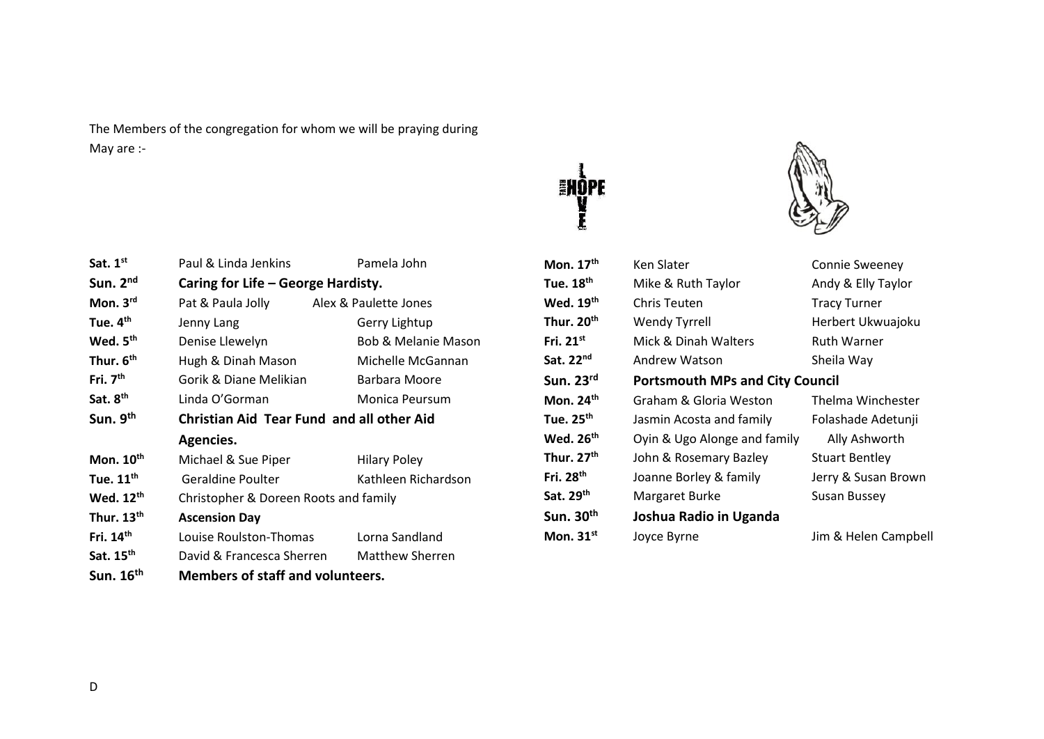The Members of the congregation for whom we will be praying during May are :-

| | | |
|---|---|---|
| **Sat. 1st** | Paul & Linda Jenkins | Pamela John |
| **Sun. 2nd** | **Caring for Life – George Hardisty.** | |
| **Mon. 3rd** | Pat & Paula Jolly | Alex & Paulette Jones |
| **Tue. 4th** | Jenny Lang | Gerry Lightup |
| **Wed. 5th** | Denise Llewelyn | Bob & Melanie Mason |
| **Thur. 6th** | Hugh & Dinah Mason | Michelle McGannan |
| **Fri. 7th** | Gorik & Diane Melikian | Barbara Moore |
| **Sat. 8th** | Linda O'Gorman | Monica Peursum |
| **Sun. 9th** | **Christian Aid Tear Fund and all other Aid Agencies.** | |
| **Mon. 10th** | Michael & Sue Piper | Hilary Poley |
| **Tue. 11th** | Geraldine Poulter | Kathleen Richardson |
| **Wed. 12th** | Christopher & Doreen Roots and family | |
| **Thur. 13th** | **Ascension Day** | |
| **Fri. 14th** | Louise Roulston-Thomas | Lorna Sandland |
| **Sat. 15th** | David & Francesca Sherren | Matthew Sherren |
| **Sun. 16th** | **Members of staff and volunteers.** | |
| **Mon. 17th** | Ken Slater | Connie Sweeney |
| **Tue. 18th** | Mike & Ruth Taylor | Andy & Elly Taylor |
| **Wed. 19th** | Chris Teuten | Tracy Turner |
| **Thur. 20th** | Wendy Tyrrell | Herbert Ukwuajoku |
| **Fri. 21st** | Mick & Dinah Walters | Ruth Warner |
| **Sat. 22nd** | Andrew Watson | Sheila Way |
| **Sun. 23rd** | **Portsmouth MPs and City Council** | |
| **Mon. 24th** | Graham & Gloria Weston | Thelma Winchester |
| **Tue. 25th** | Jasmin Acosta and family | Folashade Adetunji |
| **Wed. 26th** | Oyin & Ugo Alonge and family | Ally Ashworth |
| **Thur. 27th** | John & Rosemary Bazley | Stuart Bentley |
| **Fri. 28th** | Joanne Borley & family | Jerry & Susan Brown |
| **Sat. 29th** | Margaret Burke | Susan Bussey |
| **Sun. 30th** | **Joshua Radio in Uganda** | |
| **Mon. 31st** | Joyce Byrne | Jim & Helen Campbell |

D